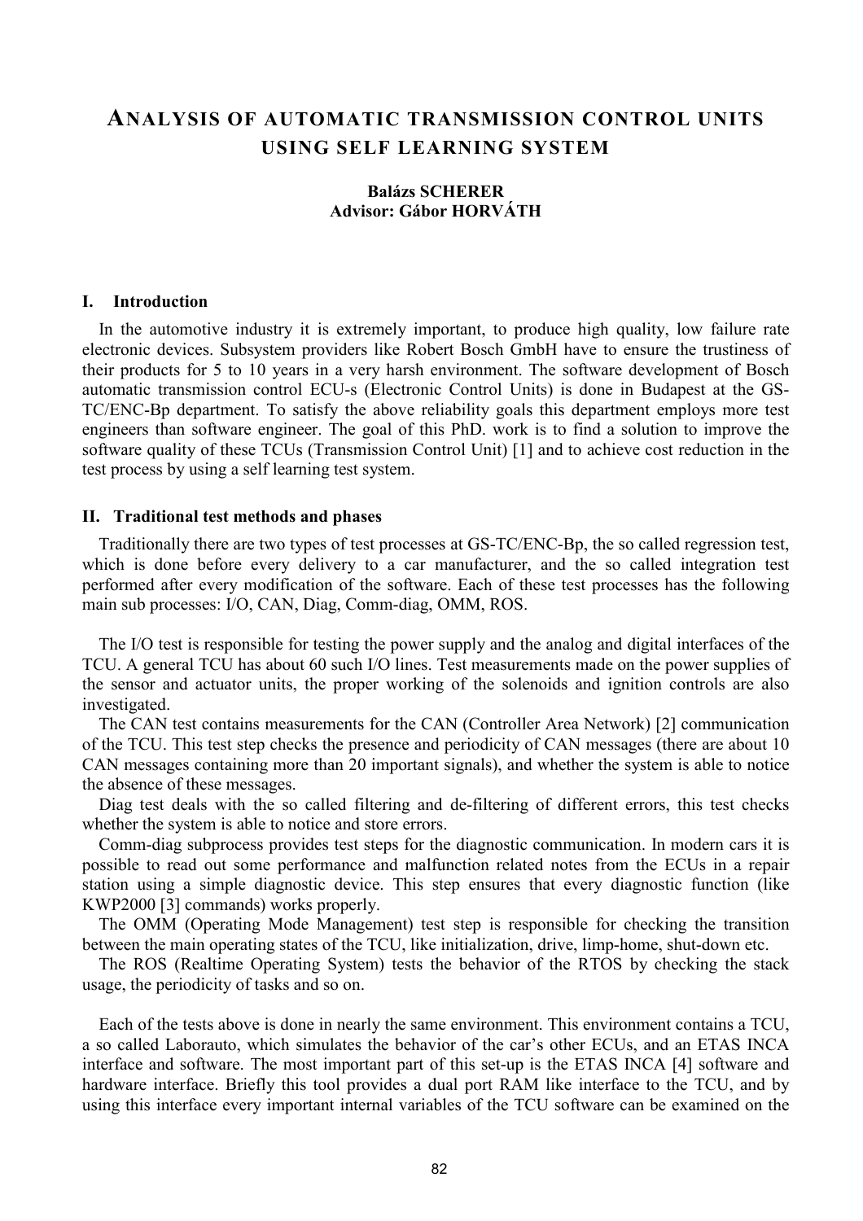# Analysis of automatic transmission control units using self learning system

**Balázs SCHERER**
**Advisor: Gábor HORVÁTH**

## I. Introduction

In the automotive industry it is extremely important, to produce high quality, low failure rate electronic devices. Subsystem providers like Robert Bosch GmbH have to ensure the trustiness of their products for 5 to 10 years in a very harsh environment. The software development of Bosch automatic transmission control ECU-s (Electronic Control Units) is done in Budapest at the GS-TC/ENC-Bp department. To satisfy the above reliability goals this department employs more test engineers than software engineer. The goal of this PhD. work is to find a solution to improve the software quality of these TCUs (Transmission Control Unit) [1] and to achieve cost reduction in the test process by using a self learning test system.

## II. Traditional test methods and phases

Traditionally there are two types of test processes at GS-TC/ENC-Bp, the so called regression test, which is done before every delivery to a car manufacturer, and the so called integration test performed after every modification of the software. Each of these test processes has the following main sub processes: I/O, CAN, Diag, Comm-diag, OMM, ROS.

The I/O test is responsible for testing the power supply and the analog and digital interfaces of the TCU. A general TCU has about 60 such I/O lines. Test measurements made on the power supplies of the sensor and actuator units, the proper working of the solenoids and ignition controls are also investigated.

The CAN test contains measurements for the CAN (Controller Area Network) [2] communication of the TCU. This test step checks the presence and periodicity of CAN messages (there are about 10 CAN messages containing more than 20 important signals), and whether the system is able to notice the absence of these messages.

Diag test deals with the so called filtering and de-filtering of different errors, this test checks whether the system is able to notice and store errors.

Comm-diag subprocess provides test steps for the diagnostic communication. In modern cars it is possible to read out some performance and malfunction related notes from the ECUs in a repair station using a simple diagnostic device. This step ensures that every diagnostic function (like KWP2000 [3] commands) works properly.

The OMM (Operating Mode Management) test step is responsible for checking the transition between the main operating states of the TCU, like initialization, drive, limp-home, shut-down etc.

The ROS (Realtime Operating System) tests the behavior of the RTOS by checking the stack usage, the periodicity of tasks and so on.

Each of the tests above is done in nearly the same environment. This environment contains a TCU, a so called Laborauto, which simulates the behavior of the car's other ECUs, and an ETAS INCA interface and software. The most important part of this set-up is the ETAS INCA [4] software and hardware interface. Briefly this tool provides a dual port RAM like interface to the TCU, and by using this interface every important internal variables of the TCU software can be examined on the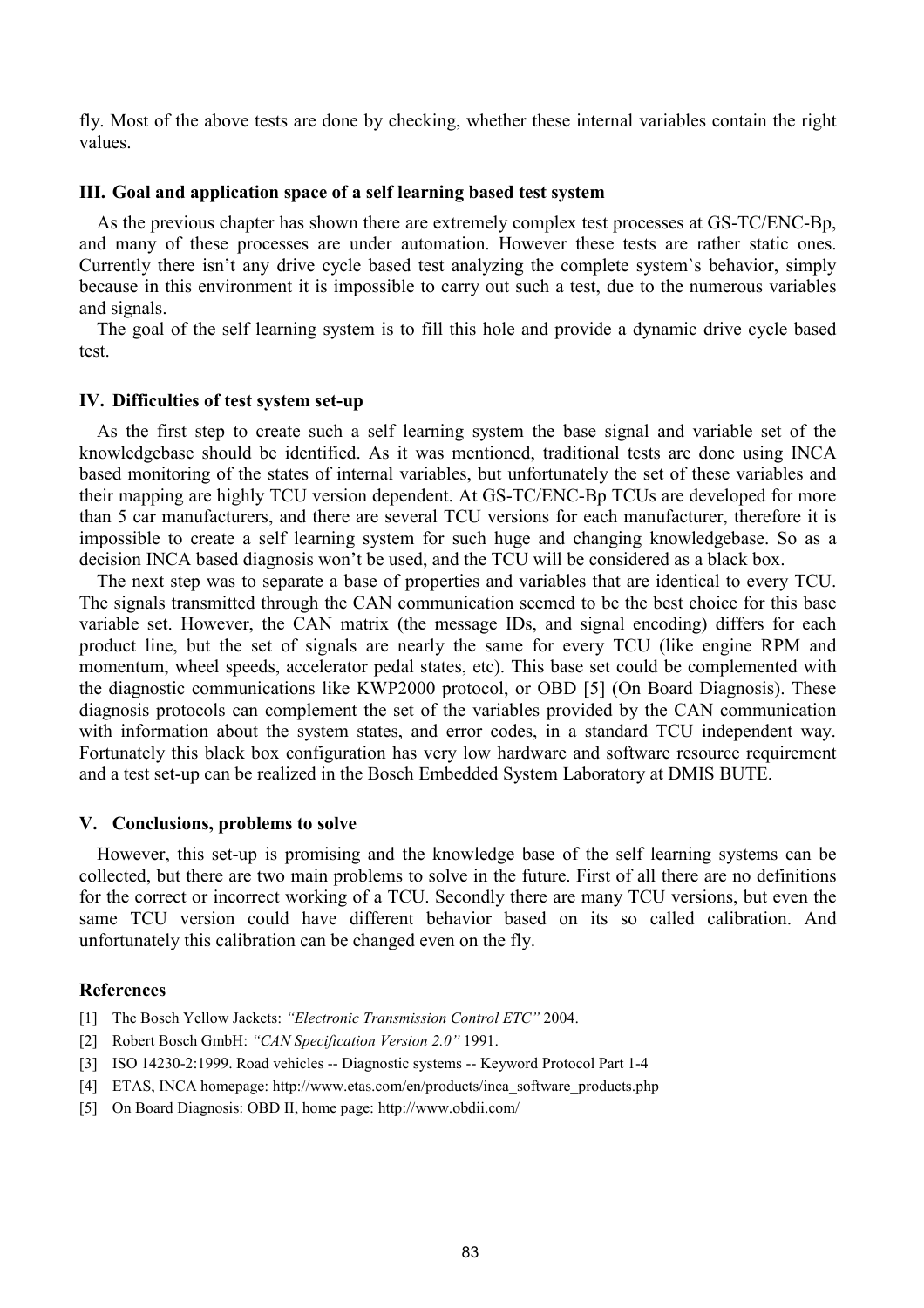fly. Most of the above tests are done by checking, whether these internal variables contain the right values.

### III. Goal and application space of a self learning based test system

As the previous chapter has shown there are extremely complex test processes at GS-TC/ENC-Bp, and many of these processes are under automation. However these tests are rather static ones. Currently there isn't any drive cycle based test analyzing the complete system`s behavior, simply because in this environment it is impossible to carry out such a test, due to the numerous variables and signals.

The goal of the self learning system is to fill this hole and provide a dynamic drive cycle based test.

### IV. Difficulties of test system set-up

As the first step to create such a self learning system the base signal and variable set of the knowledgebase should be identified. As it was mentioned, traditional tests are done using INCA based monitoring of the states of internal variables, but unfortunately the set of these variables and their mapping are highly TCU version dependent. At GS-TC/ENC-Bp TCUs are developed for more than 5 car manufacturers, and there are several TCU versions for each manufacturer, therefore it is impossible to create a self learning system for such huge and changing knowledgebase. So as a decision INCA based diagnosis won't be used, and the TCU will be considered as a black box.

The next step was to separate a base of properties and variables that are identical to every TCU. The signals transmitted through the CAN communication seemed to be the best choice for this base variable set. However, the CAN matrix (the message IDs, and signal encoding) differs for each product line, but the set of signals are nearly the same for every TCU (like engine RPM and momentum, wheel speeds, accelerator pedal states, etc). This base set could be complemented with the diagnostic communications like KWP2000 protocol, or OBD [5] (On Board Diagnosis). These diagnosis protocols can complement the set of the variables provided by the CAN communication with information about the system states, and error codes, in a standard TCU independent way. Fortunately this black box configuration has very low hardware and software resource requirement and a test set-up can be realized in the Bosch Embedded System Laboratory at DMIS BUTE.

### V. Conclusions, problems to solve

However, this set-up is promising and the knowledge base of the self learning systems can be collected, but there are two main problems to solve in the future. First of all there are no definitions for the correct or incorrect working of a TCU. Secondly there are many TCU versions, but even the same TCU version could have different behavior based on its so called calibration. And unfortunately this calibration can be changed even on the fly.

### References

[1] The Bosch Yellow Jackets: *"Electronic Transmission Control ETC"* 2004.

[2] Robert Bosch GmbH: *"CAN Specification Version 2.0"* 1991.

[3] ISO 14230-2:1999. Road vehicles -- Diagnostic systems -- Keyword Protocol Part 1-4

[4] ETAS, INCA homepage: http://www.etas.com/en/products/inca_software_products.php

[5] On Board Diagnosis: OBD II, home page: http://www.obdii.com/